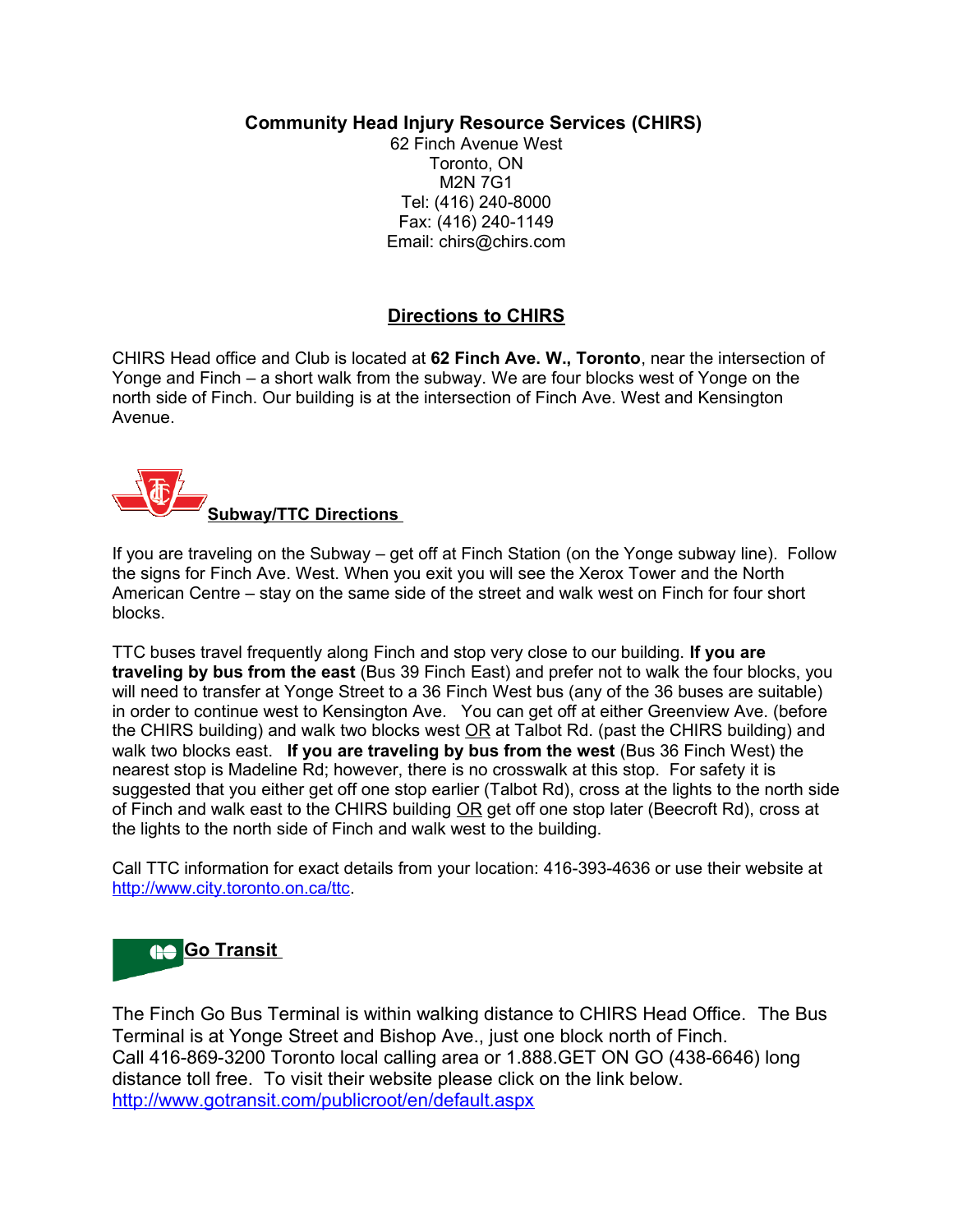**Community Head Injury Resource Services (CHIRS)**

62 Finch Avenue West
Toronto, ON
M2N 7G1
Tel: (416) 240-8000
Fax: (416) 240-1149
Email: chirs@chirs.com

## Directions to CHIRS

CHIRS Head office and Club is located at **62 Finch Ave. W., Toronto**, near the intersection of Yonge and Finch – a short walk from the subway. We are four blocks west of Yonge on the north side of Finch. Our building is at the intersection of Finch Ave. West and Kensington Avenue.

### Subway/TTC Directions

If you are traveling on the Subway – get off at Finch Station (on the Yonge subway line). Follow the signs for Finch Ave. West. When you exit you will see the Xerox Tower and the North American Centre – stay on the same side of the street and walk west on Finch for four short blocks.

TTC buses travel frequently along Finch and stop very close to our building. **If you are traveling by bus from the east** (Bus 39 Finch East) and prefer not to walk the four blocks, you will need to transfer at Yonge Street to a 36 Finch West bus (any of the 36 buses are suitable) in order to continue west to Kensington Ave. You can get off at either Greenview Ave. (before the CHIRS building) and walk two blocks west OR at Talbot Rd. (past the CHIRS building) and walk two blocks east. **If you are traveling by bus from the west** (Bus 36 Finch West) the nearest stop is Madeline Rd; however, there is no crosswalk at this stop. For safety it is suggested that you either get off one stop earlier (Talbot Rd), cross at the lights to the north side of Finch and walk east to the CHIRS building OR get off one stop later (Beecroft Rd), cross at the lights to the north side of Finch and walk west to the building.

Call TTC information for exact details from your location: 416-393-4636 or use their website at http://www.city.toronto.on.ca/ttc.

### Go Transit

The Finch Go Bus Terminal is within walking distance to CHIRS Head Office. The Bus Terminal is at Yonge Street and Bishop Ave., just one block north of Finch.
Call 416-869-3200 Toronto local calling area or 1.888.GET ON GO (438-6646) long distance toll free. To visit their website please click on the link below.
http://www.gotransit.com/publicroot/en/default.aspx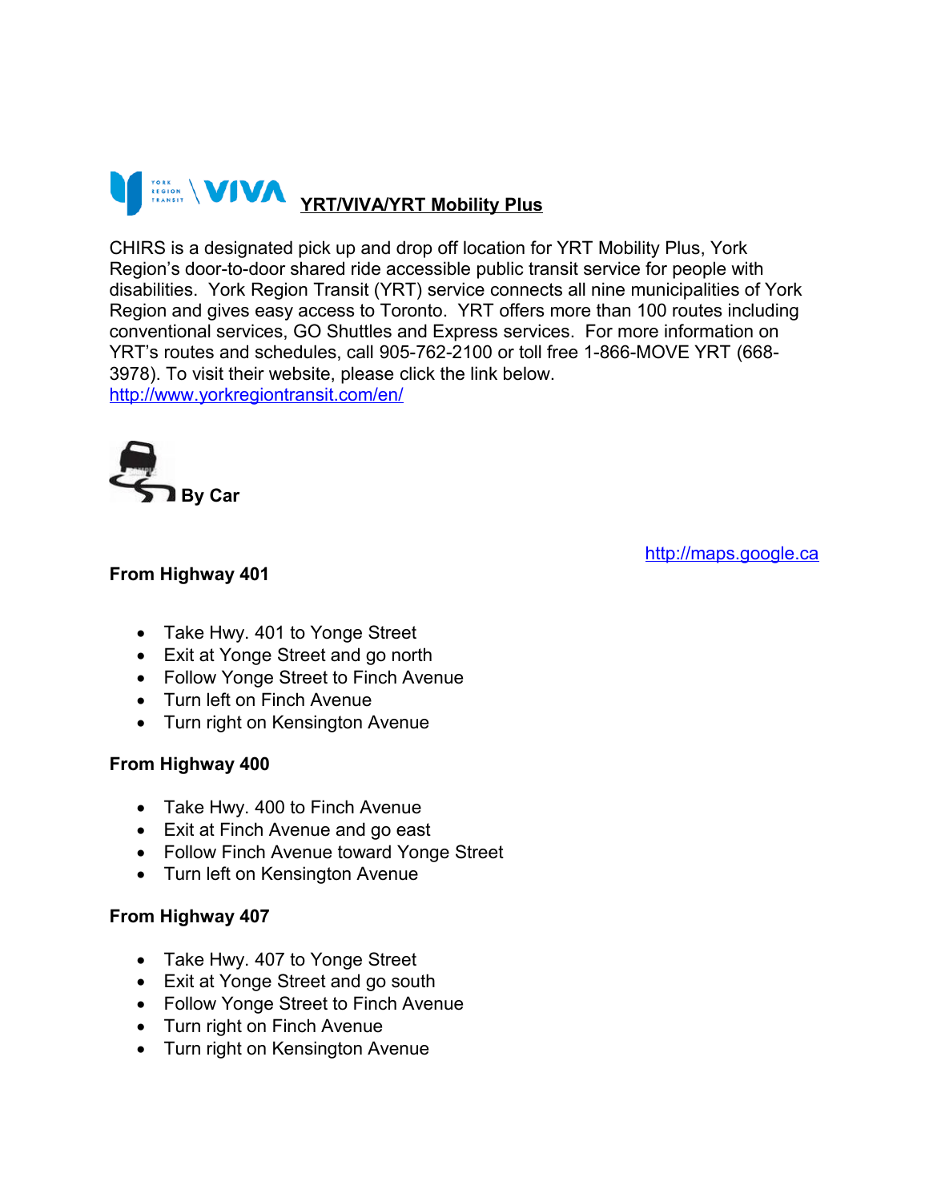## YRT/VIVA/YRT Mobility Plus

CHIRS is a designated pick up and drop off location for YRT Mobility Plus, York Region's door-to-door shared ride accessible public transit service for people with disabilities. York Region Transit (YRT) service connects all nine municipalities of York Region and gives easy access to Toronto. YRT offers more than 100 routes including conventional services, GO Shuttles and Express services. For more information on YRT's routes and schedules, call 905-762-2100 or toll free 1-866-MOVE YRT (668-3978). To visit their website, please click the link below.
http://www.yorkregiontransit.com/en/

## By Car

http://maps.google.ca

**From Highway 401**

- Take Hwy. 401 to Yonge Street
- Exit at Yonge Street and go north
- Follow Yonge Street to Finch Avenue
- Turn left on Finch Avenue
- Turn right on Kensington Avenue

**From Highway 400**

- Take Hwy. 400 to Finch Avenue
- Exit at Finch Avenue and go east
- Follow Finch Avenue toward Yonge Street
- Turn left on Kensington Avenue

**From Highway 407**

- Take Hwy. 407 to Yonge Street
- Exit at Yonge Street and go south
- Follow Yonge Street to Finch Avenue
- Turn right on Finch Avenue
- Turn right on Kensington Avenue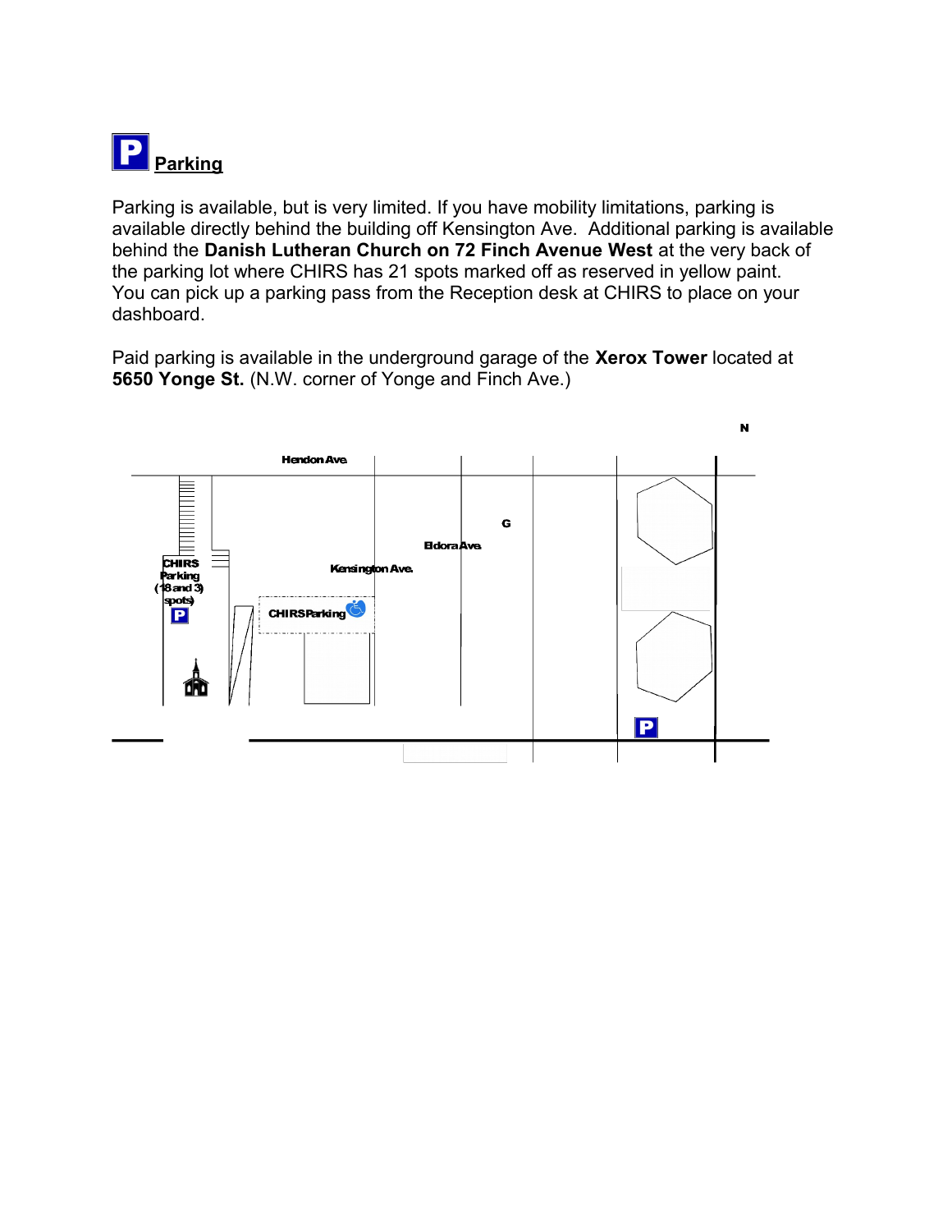## Parking

Parking is available, but is very limited. If you have mobility limitations, parking is available directly behind the building off Kensington Ave. Additional parking is available behind the **Danish Lutheran Church on 72 Finch Avenue West** at the very back of the parking lot where CHIRS has 21 spots marked off as reserved in yellow paint. You can pick up a parking pass from the Reception desk at CHIRS to place on your dashboard.

Paid parking is available in the underground garage of the **Xerox Tower** located at **5650 Yonge St.** (N.W. corner of Yonge and Finch Ave.)

N

Hendon Ave.

G

Eldora Ave.

Kensington Ave.

CHIRS Parking (18 and 3 spots)

P

CHIRS Parking

P